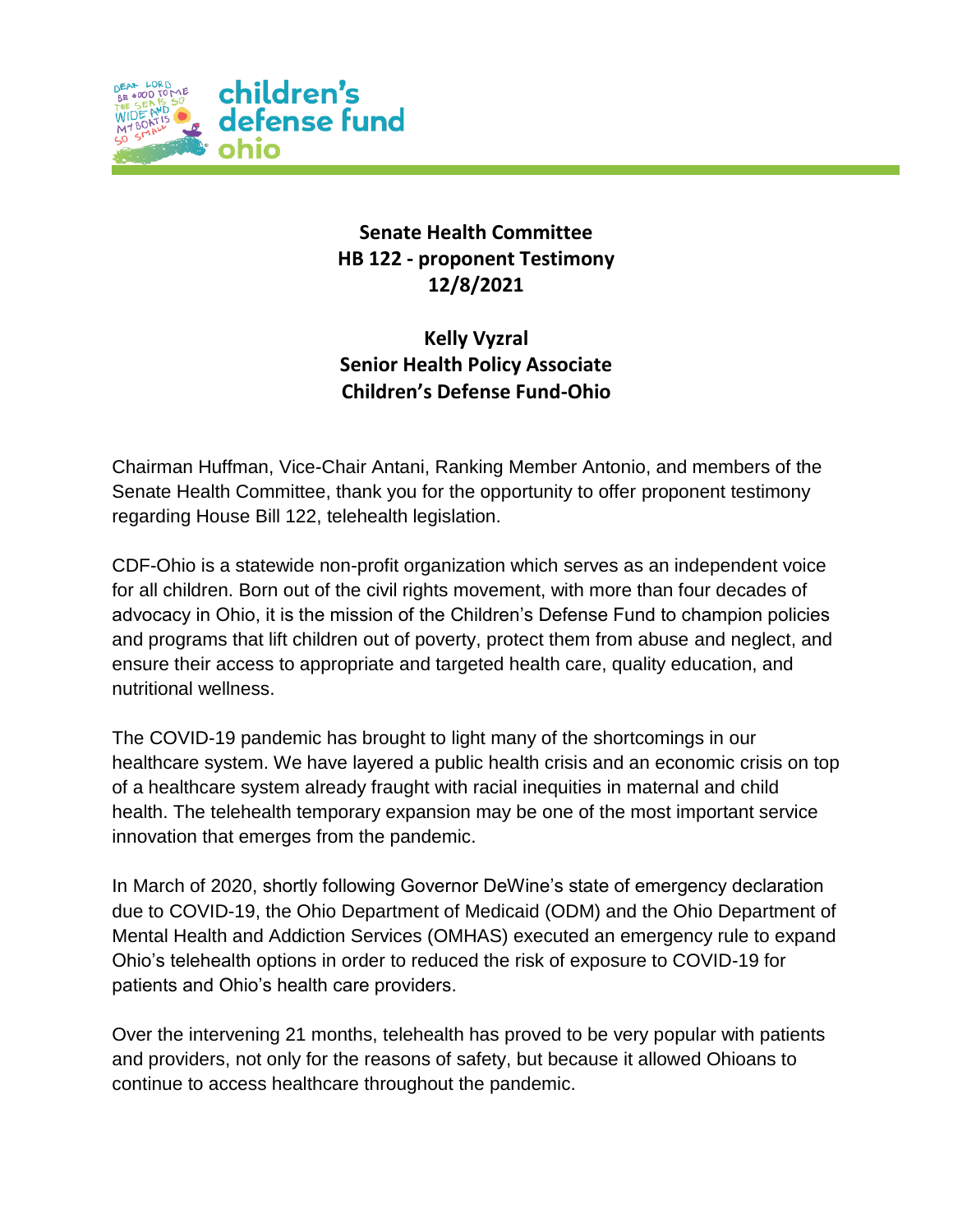**Senate Health Committee**
**HB 122 - proponent Testimony**
**12/8/2021**

**Kelly Vyzral**
**Senior Health Policy Associate**
**Children's Defense Fund-Ohio**

Chairman Huffman, Vice-Chair Antani, Ranking Member Antonio, and members of the Senate Health Committee, thank you for the opportunity to offer proponent testimony regarding House Bill 122, telehealth legislation.

CDF-Ohio is a statewide non-profit organization which serves as an independent voice for all children. Born out of the civil rights movement, with more than four decades of advocacy in Ohio, it is the mission of the Children's Defense Fund to champion policies and programs that lift children out of poverty, protect them from abuse and neglect, and ensure their access to appropriate and targeted health care, quality education, and nutritional wellness.

The COVID-19 pandemic has brought to light many of the shortcomings in our healthcare system. We have layered a public health crisis and an economic crisis on top of a healthcare system already fraught with racial inequities in maternal and child health. The telehealth temporary expansion may be one of the most important service innovation that emerges from the pandemic.

In March of 2020, shortly following Governor DeWine's state of emergency declaration due to COVID-19, the Ohio Department of Medicaid (ODM) and the Ohio Department of Mental Health and Addiction Services (OMHAS) executed an emergency rule to expand Ohio's telehealth options in order to reduced the risk of exposure to COVID-19 for patients and Ohio's health care providers.

Over the intervening 21 months, telehealth has proved to be very popular with patients and providers, not only for the reasons of safety, but because it allowed Ohioans to continue to access healthcare throughout the pandemic.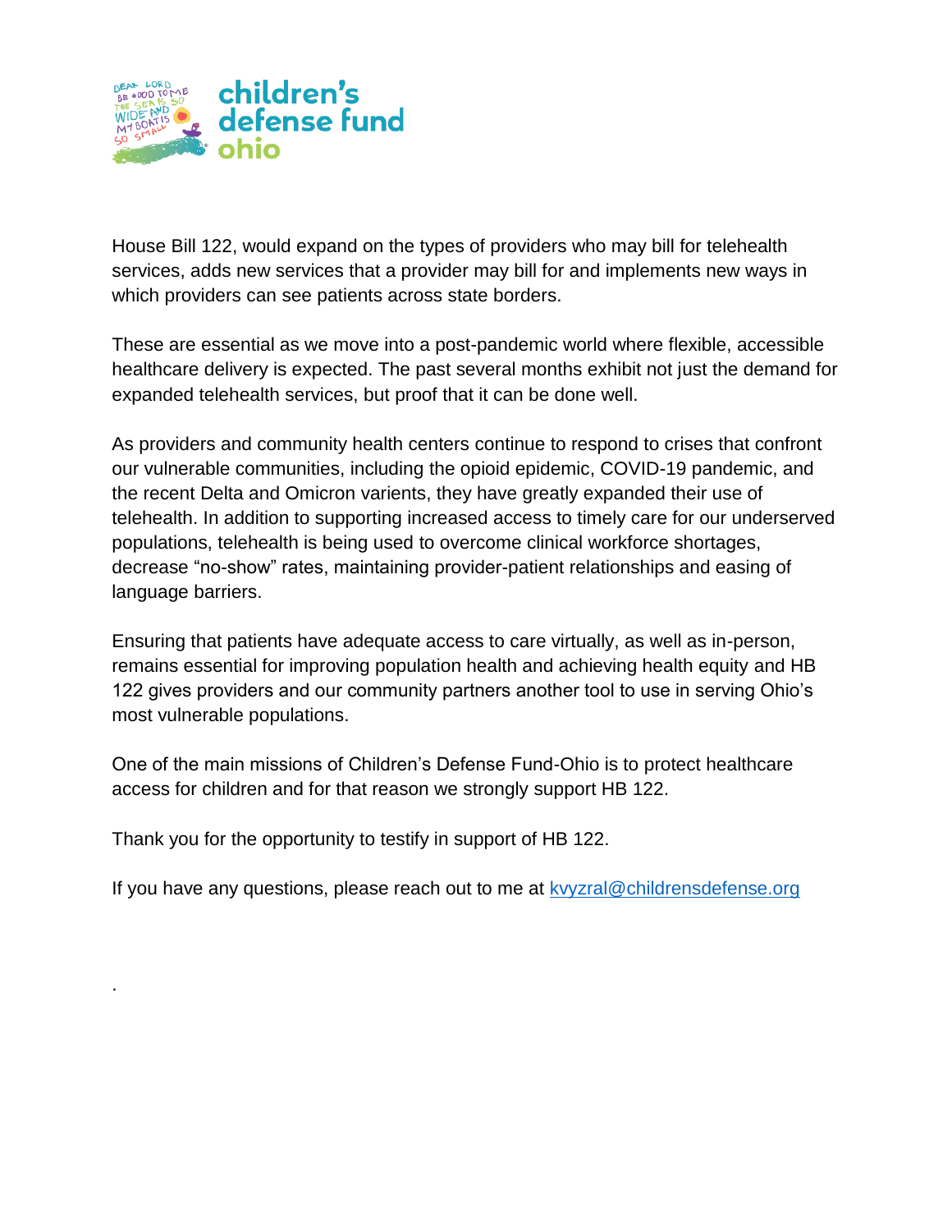House Bill 122, would expand on the types of providers who may bill for telehealth services, adds new services that a provider may bill for and implements new ways in which providers can see patients across state borders.

These are essential as we move into a post-pandemic world where flexible, accessible healthcare delivery is expected. The past several months exhibit not just the demand for expanded telehealth services, but proof that it can be done well.

As providers and community health centers continue to respond to crises that confront our vulnerable communities, including the opioid epidemic, COVID-19 pandemic, and the recent Delta and Omicron varients, they have greatly expanded their use of telehealth. In addition to supporting increased access to timely care for our underserved populations, telehealth is being used to overcome clinical workforce shortages, decrease "no-show" rates, maintaining provider-patient relationships and easing of language barriers.

Ensuring that patients have adequate access to care virtually, as well as in-person, remains essential for improving population health and achieving health equity and HB 122 gives providers and our community partners another tool to use in serving Ohio's most vulnerable populations.

One of the main missions of Children's Defense Fund-Ohio is to protect healthcare access for children and for that reason we strongly support HB 122.

Thank you for the opportunity to testify in support of HB 122.

If you have any questions, please reach out to me at kvyzral@childrensdefense.org

.